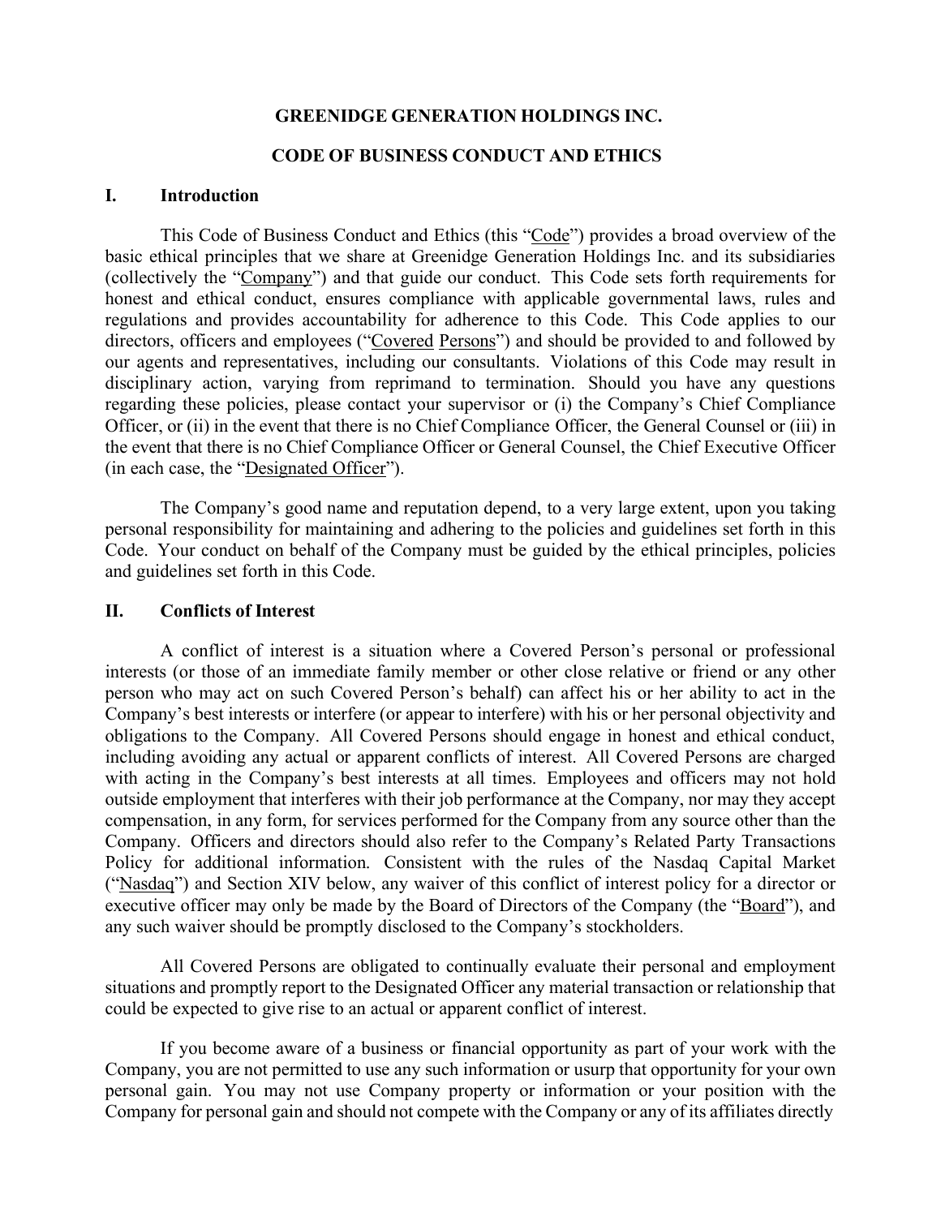# GREENIDGE GENERATION HOLDINGS INC.

# CODE OF BUSINESS CONDUCT AND ETHICS

## I. Introduction

This Code of Business Conduct and Ethics (this "Code") provides a broad overview of the basic ethical principles that we share at Greenidge Generation Holdings Inc. and its subsidiaries (collectively the "Company") and that guide our conduct. This Code sets forth requirements for honest and ethical conduct, ensures compliance with applicable governmental laws, rules and regulations and provides accountability for adherence to this Code. This Code applies to our directors, officers and employees ("Covered Persons") and should be provided to and followed by our agents and representatives, including our consultants. Violations of this Code may result in disciplinary action, varying from reprimand to termination. Should you have any questions regarding these policies, please contact your supervisor or (i) the Company's Chief Compliance Officer, or (ii) in the event that there is no Chief Compliance Officer, the General Counsel or (iii) in the event that there is no Chief Compliance Officer or General Counsel, the Chief Executive Officer (in each case, the "Designated Officer").

The Company's good name and reputation depend, to a very large extent, upon you taking personal responsibility for maintaining and adhering to the policies and guidelines set forth in this Code. Your conduct on behalf of the Company must be guided by the ethical principles, policies and guidelines set forth in this Code.

## II. Conflicts of Interest

A conflict of interest is a situation where a Covered Person's personal or professional interests (or those of an immediate family member or other close relative or friend or any other person who may act on such Covered Person's behalf) can affect his or her ability to act in the Company's best interests or interfere (or appear to interfere) with his or her personal objectivity and obligations to the Company. All Covered Persons should engage in honest and ethical conduct, including avoiding any actual or apparent conflicts of interest. All Covered Persons are charged with acting in the Company's best interests at all times. Employees and officers may not hold outside employment that interferes with their job performance at the Company, nor may they accept compensation, in any form, for services performed for the Company from any source other than the Company. Officers and directors should also refer to the Company's Related Party Transactions Policy for additional information. Consistent with the rules of the Nasdaq Capital Market ("Nasdaq") and Section XIV below, any waiver of this conflict of interest policy for a director or executive officer may only be made by the Board of Directors of the Company (the "Board"), and any such waiver should be promptly disclosed to the Company's stockholders.

All Covered Persons are obligated to continually evaluate their personal and employment situations and promptly report to the Designated Officer any material transaction or relationship that could be expected to give rise to an actual or apparent conflict of interest.

If you become aware of a business or financial opportunity as part of your work with the Company, you are not permitted to use any such information or usurp that opportunity for your own personal gain. You may not use Company property or information or your position with the Company for personal gain and should not compete with the Company or any of its affiliates directly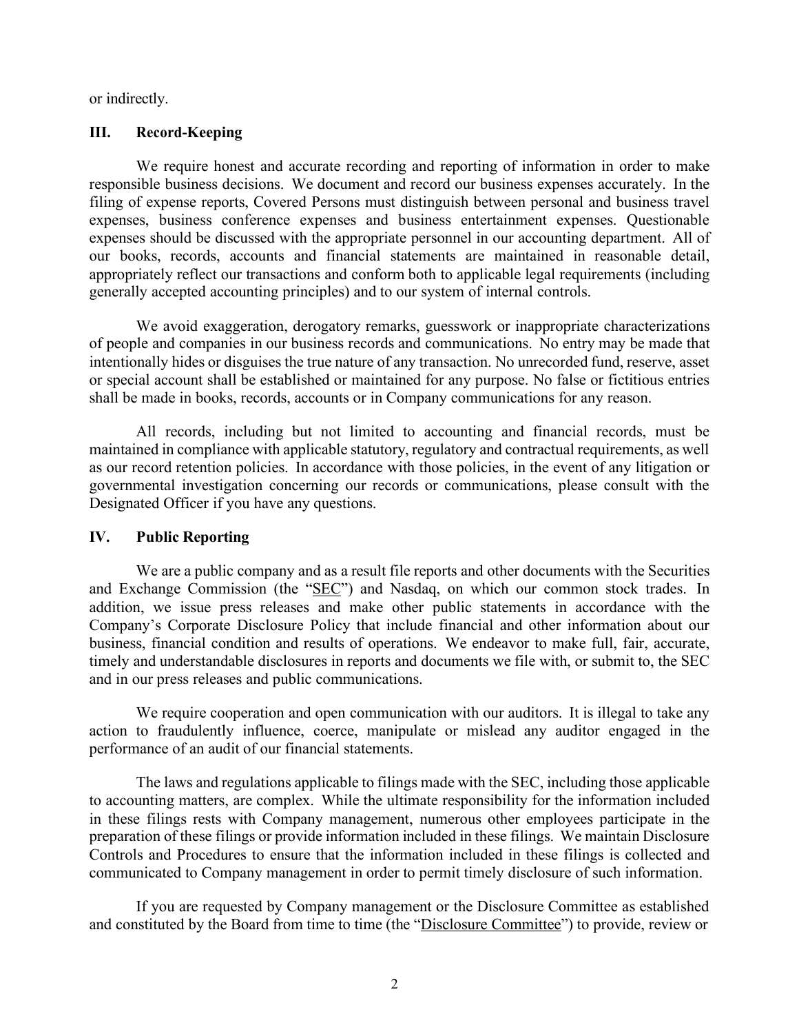or indirectly.

## III. Record-Keeping

We require honest and accurate recording and reporting of information in order to make responsible business decisions. We document and record our business expenses accurately. In the filing of expense reports, Covered Persons must distinguish between personal and business travel expenses, business conference expenses and business entertainment expenses. Questionable expenses should be discussed with the appropriate personnel in our accounting department. All of our books, records, accounts and financial statements are maintained in reasonable detail, appropriately reflect our transactions and conform both to applicable legal requirements (including generally accepted accounting principles) and to our system of internal controls.

We avoid exaggeration, derogatory remarks, guesswork or inappropriate characterizations of people and companies in our business records and communications. No entry may be made that intentionally hides or disguises the true nature of any transaction. No unrecorded fund, reserve, asset or special account shall be established or maintained for any purpose. No false or fictitious entries shall be made in books, records, accounts or in Company communications for any reason.

All records, including but not limited to accounting and financial records, must be maintained in compliance with applicable statutory, regulatory and contractual requirements, as well as our record retention policies. In accordance with those policies, in the event of any litigation or governmental investigation concerning our records or communications, please consult with the Designated Officer if you have any questions.

## IV. Public Reporting

We are a public company and as a result file reports and other documents with the Securities and Exchange Commission (the "SEC") and Nasdaq, on which our common stock trades. In addition, we issue press releases and make other public statements in accordance with the Company's Corporate Disclosure Policy that include financial and other information about our business, financial condition and results of operations. We endeavor to make full, fair, accurate, timely and understandable disclosures in reports and documents we file with, or submit to, the SEC and in our press releases and public communications.

We require cooperation and open communication with our auditors. It is illegal to take any action to fraudulently influence, coerce, manipulate or mislead any auditor engaged in the performance of an audit of our financial statements.

The laws and regulations applicable to filings made with the SEC, including those applicable to accounting matters, are complex. While the ultimate responsibility for the information included in these filings rests with Company management, numerous other employees participate in the preparation of these filings or provide information included in these filings. We maintain Disclosure Controls and Procedures to ensure that the information included in these filings is collected and communicated to Company management in order to permit timely disclosure of such information.

If you are requested by Company management or the Disclosure Committee as established and constituted by the Board from time to time (the "Disclosure Committee") to provide, review or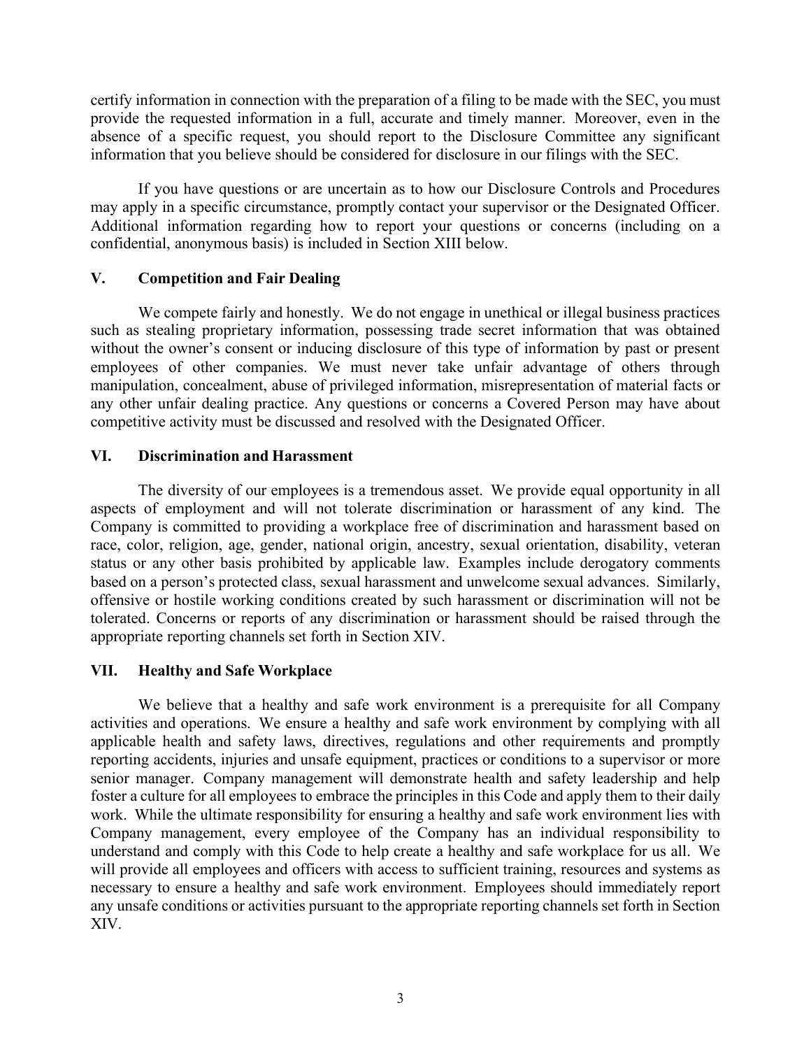certify information in connection with the preparation of a filing to be made with the SEC, you must provide the requested information in a full, accurate and timely manner. Moreover, even in the absence of a specific request, you should report to the Disclosure Committee any significant information that you believe should be considered for disclosure in our filings with the SEC.

If you have questions or are uncertain as to how our Disclosure Controls and Procedures may apply in a specific circumstance, promptly contact your supervisor or the Designated Officer. Additional information regarding how to report your questions or concerns (including on a confidential, anonymous basis) is included in Section XIII below.

## V. Competition and Fair Dealing

We compete fairly and honestly. We do not engage in unethical or illegal business practices such as stealing proprietary information, possessing trade secret information that was obtained without the owner's consent or inducing disclosure of this type of information by past or present employees of other companies. We must never take unfair advantage of others through manipulation, concealment, abuse of privileged information, misrepresentation of material facts or any other unfair dealing practice. Any questions or concerns a Covered Person may have about competitive activity must be discussed and resolved with the Designated Officer.

## VI. Discrimination and Harassment

The diversity of our employees is a tremendous asset. We provide equal opportunity in all aspects of employment and will not tolerate discrimination or harassment of any kind. The Company is committed to providing a workplace free of discrimination and harassment based on race, color, religion, age, gender, national origin, ancestry, sexual orientation, disability, veteran status or any other basis prohibited by applicable law. Examples include derogatory comments based on a person's protected class, sexual harassment and unwelcome sexual advances. Similarly, offensive or hostile working conditions created by such harassment or discrimination will not be tolerated. Concerns or reports of any discrimination or harassment should be raised through the appropriate reporting channels set forth in Section XIV.

## VII. Healthy and Safe Workplace

We believe that a healthy and safe work environment is a prerequisite for all Company activities and operations. We ensure a healthy and safe work environment by complying with all applicable health and safety laws, directives, regulations and other requirements and promptly reporting accidents, injuries and unsafe equipment, practices or conditions to a supervisor or more senior manager. Company management will demonstrate health and safety leadership and help foster a culture for all employees to embrace the principles in this Code and apply them to their daily work. While the ultimate responsibility for ensuring a healthy and safe work environment lies with Company management, every employee of the Company has an individual responsibility to understand and comply with this Code to help create a healthy and safe workplace for us all. We will provide all employees and officers with access to sufficient training, resources and systems as necessary to ensure a healthy and safe work environment. Employees should immediately report any unsafe conditions or activities pursuant to the appropriate reporting channels set forth in Section XIV.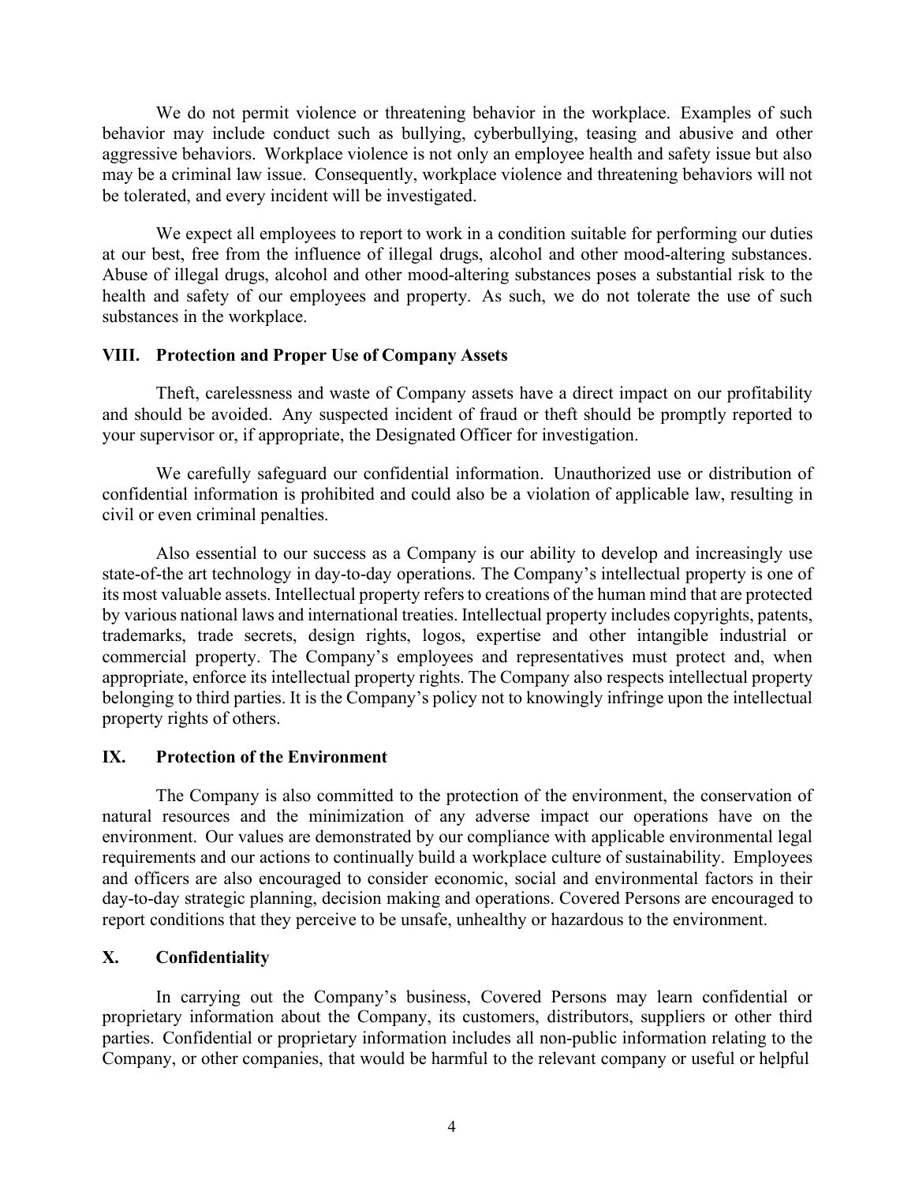We do not permit violence or threatening behavior in the workplace. Examples of such behavior may include conduct such as bullying, cyberbullying, teasing and abusive and other aggressive behaviors. Workplace violence is not only an employee health and safety issue but also may be a criminal law issue. Consequently, workplace violence and threatening behaviors will not be tolerated, and every incident will be investigated.

We expect all employees to report to work in a condition suitable for performing our duties at our best, free from the influence of illegal drugs, alcohol and other mood-altering substances. Abuse of illegal drugs, alcohol and other mood-altering substances poses a substantial risk to the health and safety of our employees and property. As such, we do not tolerate the use of such substances in the workplace.

## VIII. Protection and Proper Use of Company Assets

Theft, carelessness and waste of Company assets have a direct impact on our profitability and should be avoided. Any suspected incident of fraud or theft should be promptly reported to your supervisor or, if appropriate, the Designated Officer for investigation.

We carefully safeguard our confidential information. Unauthorized use or distribution of confidential information is prohibited and could also be a violation of applicable law, resulting in civil or even criminal penalties.

Also essential to our success as a Company is our ability to develop and increasingly use state-of-the art technology in day-to-day operations. The Company's intellectual property is one of its most valuable assets. Intellectual property refers to creations of the human mind that are protected by various national laws and international treaties. Intellectual property includes copyrights, patents, trademarks, trade secrets, design rights, logos, expertise and other intangible industrial or commercial property. The Company's employees and representatives must protect and, when appropriate, enforce its intellectual property rights. The Company also respects intellectual property belonging to third parties. It is the Company's policy not to knowingly infringe upon the intellectual property rights of others.

## IX. Protection of the Environment

The Company is also committed to the protection of the environment, the conservation of natural resources and the minimization of any adverse impact our operations have on the environment. Our values are demonstrated by our compliance with applicable environmental legal requirements and our actions to continually build a workplace culture of sustainability. Employees and officers are also encouraged to consider economic, social and environmental factors in their day-to-day strategic planning, decision making and operations. Covered Persons are encouraged to report conditions that they perceive to be unsafe, unhealthy or hazardous to the environment.

## X. Confidentiality

In carrying out the Company's business, Covered Persons may learn confidential or proprietary information about the Company, its customers, distributors, suppliers or other third parties. Confidential or proprietary information includes all non-public information relating to the Company, or other companies, that would be harmful to the relevant company or useful or helpful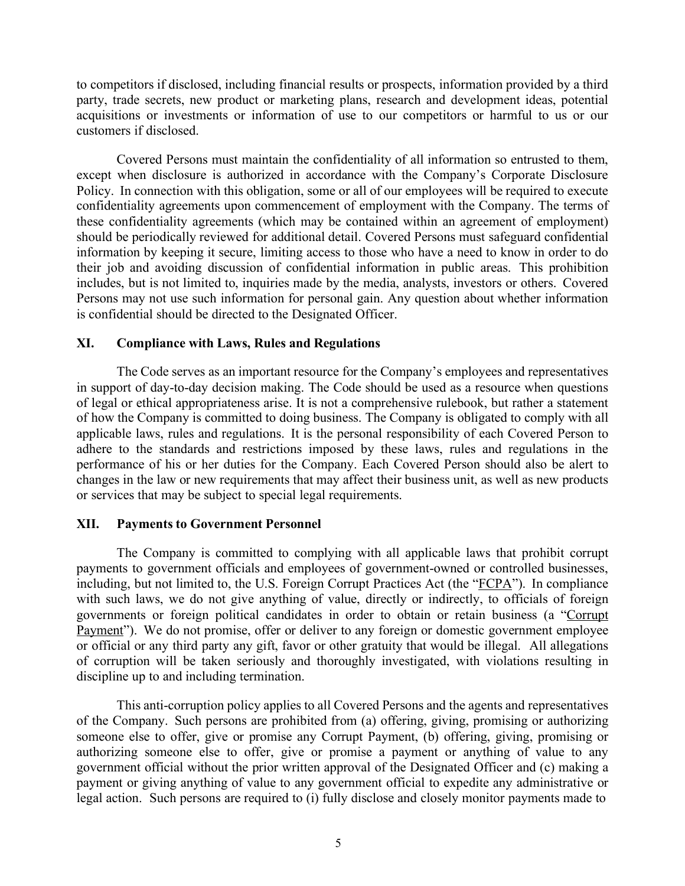to competitors if disclosed, including financial results or prospects, information provided by a third party, trade secrets, new product or marketing plans, research and development ideas, potential acquisitions or investments or information of use to our competitors or harmful to us or our customers if disclosed.

Covered Persons must maintain the confidentiality of all information so entrusted to them, except when disclosure is authorized in accordance with the Company's Corporate Disclosure Policy. In connection with this obligation, some or all of our employees will be required to execute confidentiality agreements upon commencement of employment with the Company. The terms of these confidentiality agreements (which may be contained within an agreement of employment) should be periodically reviewed for additional detail. Covered Persons must safeguard confidential information by keeping it secure, limiting access to those who have a need to know in order to do their job and avoiding discussion of confidential information in public areas. This prohibition includes, but is not limited to, inquiries made by the media, analysts, investors or others. Covered Persons may not use such information for personal gain. Any question about whether information is confidential should be directed to the Designated Officer.

## XI. Compliance with Laws, Rules and Regulations

The Code serves as an important resource for the Company's employees and representatives in support of day-to-day decision making. The Code should be used as a resource when questions of legal or ethical appropriateness arise. It is not a comprehensive rulebook, but rather a statement of how the Company is committed to doing business. The Company is obligated to comply with all applicable laws, rules and regulations. It is the personal responsibility of each Covered Person to adhere to the standards and restrictions imposed by these laws, rules and regulations in the performance of his or her duties for the Company. Each Covered Person should also be alert to changes in the law or new requirements that may affect their business unit, as well as new products or services that may be subject to special legal requirements.

## XII. Payments to Government Personnel

The Company is committed to complying with all applicable laws that prohibit corrupt payments to government officials and employees of government-owned or controlled businesses, including, but not limited to, the U.S. Foreign Corrupt Practices Act (the "FCPA"). In compliance with such laws, we do not give anything of value, directly or indirectly, to officials of foreign governments or foreign political candidates in order to obtain or retain business (a "Corrupt Payment"). We do not promise, offer or deliver to any foreign or domestic government employee or official or any third party any gift, favor or other gratuity that would be illegal. All allegations of corruption will be taken seriously and thoroughly investigated, with violations resulting in discipline up to and including termination.

This anti-corruption policy applies to all Covered Persons and the agents and representatives of the Company. Such persons are prohibited from (a) offering, giving, promising or authorizing someone else to offer, give or promise any Corrupt Payment, (b) offering, giving, promising or authorizing someone else to offer, give or promise a payment or anything of value to any government official without the prior written approval of the Designated Officer and (c) making a payment or giving anything of value to any government official to expedite any administrative or legal action. Such persons are required to (i) fully disclose and closely monitor payments made to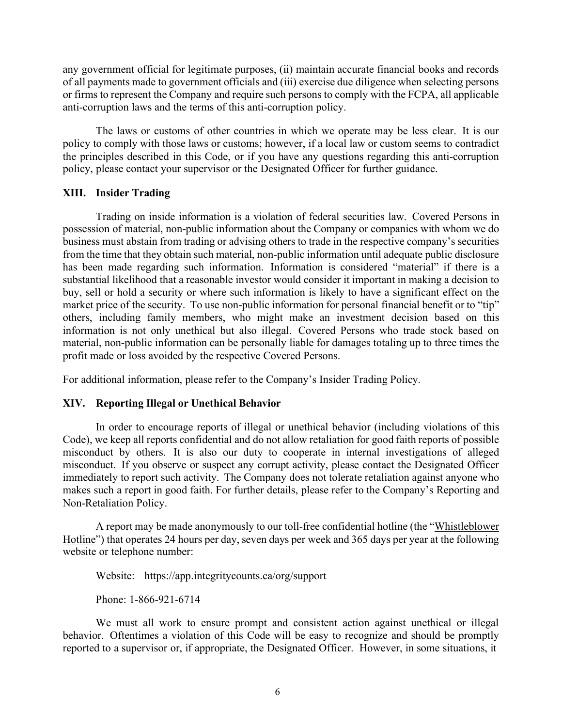any government official for legitimate purposes, (ii) maintain accurate financial books and records of all payments made to government officials and (iii) exercise due diligence when selecting persons or firms to represent the Company and require such persons to comply with the FCPA, all applicable anti-corruption laws and the terms of this anti-corruption policy.

The laws or customs of other countries in which we operate may be less clear. It is our policy to comply with those laws or customs; however, if a local law or custom seems to contradict the principles described in this Code, or if you have any questions regarding this anti-corruption policy, please contact your supervisor or the Designated Officer for further guidance.

## XIII. Insider Trading

Trading on inside information is a violation of federal securities law. Covered Persons in possession of material, non-public information about the Company or companies with whom we do business must abstain from trading or advising others to trade in the respective company's securities from the time that they obtain such material, non-public information until adequate public disclosure has been made regarding such information. Information is considered "material" if there is a substantial likelihood that a reasonable investor would consider it important in making a decision to buy, sell or hold a security or where such information is likely to have a significant effect on the market price of the security. To use non-public information for personal financial benefit or to "tip" others, including family members, who might make an investment decision based on this information is not only unethical but also illegal. Covered Persons who trade stock based on material, non-public information can be personally liable for damages totaling up to three times the profit made or loss avoided by the respective Covered Persons.

For additional information, please refer to the Company's Insider Trading Policy.

## XIV. Reporting Illegal or Unethical Behavior

In order to encourage reports of illegal or unethical behavior (including violations of this Code), we keep all reports confidential and do not allow retaliation for good faith reports of possible misconduct by others. It is also our duty to cooperate in internal investigations of alleged misconduct. If you observe or suspect any corrupt activity, please contact the Designated Officer immediately to report such activity. The Company does not tolerate retaliation against anyone who makes such a report in good faith. For further details, please refer to the Company's Reporting and Non-Retaliation Policy.

A report may be made anonymously to our toll-free confidential hotline (the "Whistleblower Hotline") that operates 24 hours per day, seven days per week and 365 days per year at the following website or telephone number:

Website: https://app.integritycounts.ca/org/support

Phone: 1-866-921-6714

We must all work to ensure prompt and consistent action against unethical or illegal behavior. Oftentimes a violation of this Code will be easy to recognize and should be promptly reported to a supervisor or, if appropriate, the Designated Officer. However, in some situations, it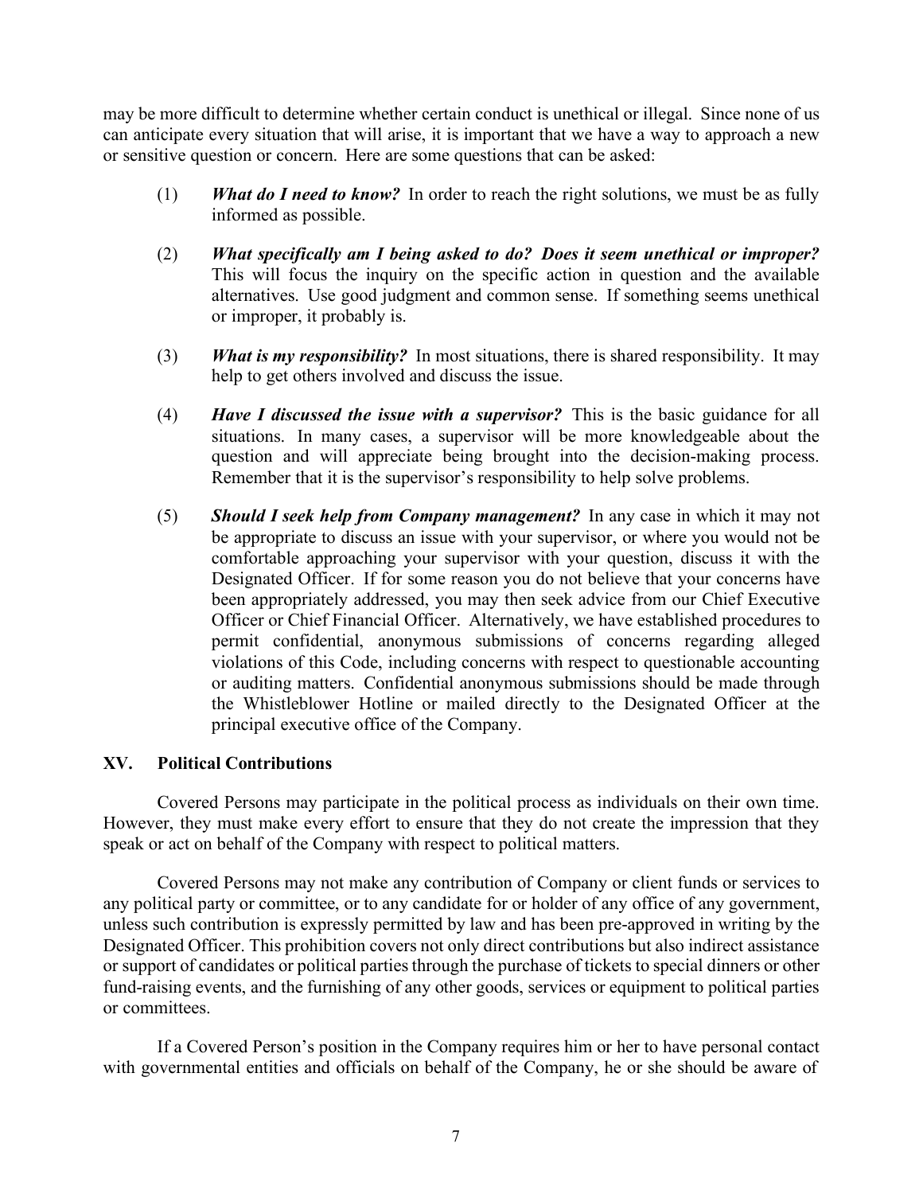may be more difficult to determine whether certain conduct is unethical or illegal. Since none of us can anticipate every situation that will arise, it is important that we have a way to approach a new or sensitive question or concern. Here are some questions that can be asked:

(1) ***What do I need to know?*** In order to reach the right solutions, we must be as fully informed as possible.

(2) ***What specifically am I being asked to do? Does it seem unethical or improper?*** This will focus the inquiry on the specific action in question and the available alternatives. Use good judgment and common sense. If something seems unethical or improper, it probably is.

(3) ***What is my responsibility?*** In most situations, there is shared responsibility. It may help to get others involved and discuss the issue.

(4) ***Have I discussed the issue with a supervisor?*** This is the basic guidance for all situations. In many cases, a supervisor will be more knowledgeable about the question and will appreciate being brought into the decision-making process. Remember that it is the supervisor's responsibility to help solve problems.

(5) ***Should I seek help from Company management?*** In any case in which it may not be appropriate to discuss an issue with your supervisor, or where you would not be comfortable approaching your supervisor with your question, discuss it with the Designated Officer. If for some reason you do not believe that your concerns have been appropriately addressed, you may then seek advice from our Chief Executive Officer or Chief Financial Officer. Alternatively, we have established procedures to permit confidential, anonymous submissions of concerns regarding alleged violations of this Code, including concerns with respect to questionable accounting or auditing matters. Confidential anonymous submissions should be made through the Whistleblower Hotline or mailed directly to the Designated Officer at the principal executive office of the Company.

## XV. Political Contributions

Covered Persons may participate in the political process as individuals on their own time. However, they must make every effort to ensure that they do not create the impression that they speak or act on behalf of the Company with respect to political matters.

Covered Persons may not make any contribution of Company or client funds or services to any political party or committee, or to any candidate for or holder of any office of any government, unless such contribution is expressly permitted by law and has been pre-approved in writing by the Designated Officer. This prohibition covers not only direct contributions but also indirect assistance or support of candidates or political parties through the purchase of tickets to special dinners or other fund-raising events, and the furnishing of any other goods, services or equipment to political parties or committees.

If a Covered Person's position in the Company requires him or her to have personal contact with governmental entities and officials on behalf of the Company, he or she should be aware of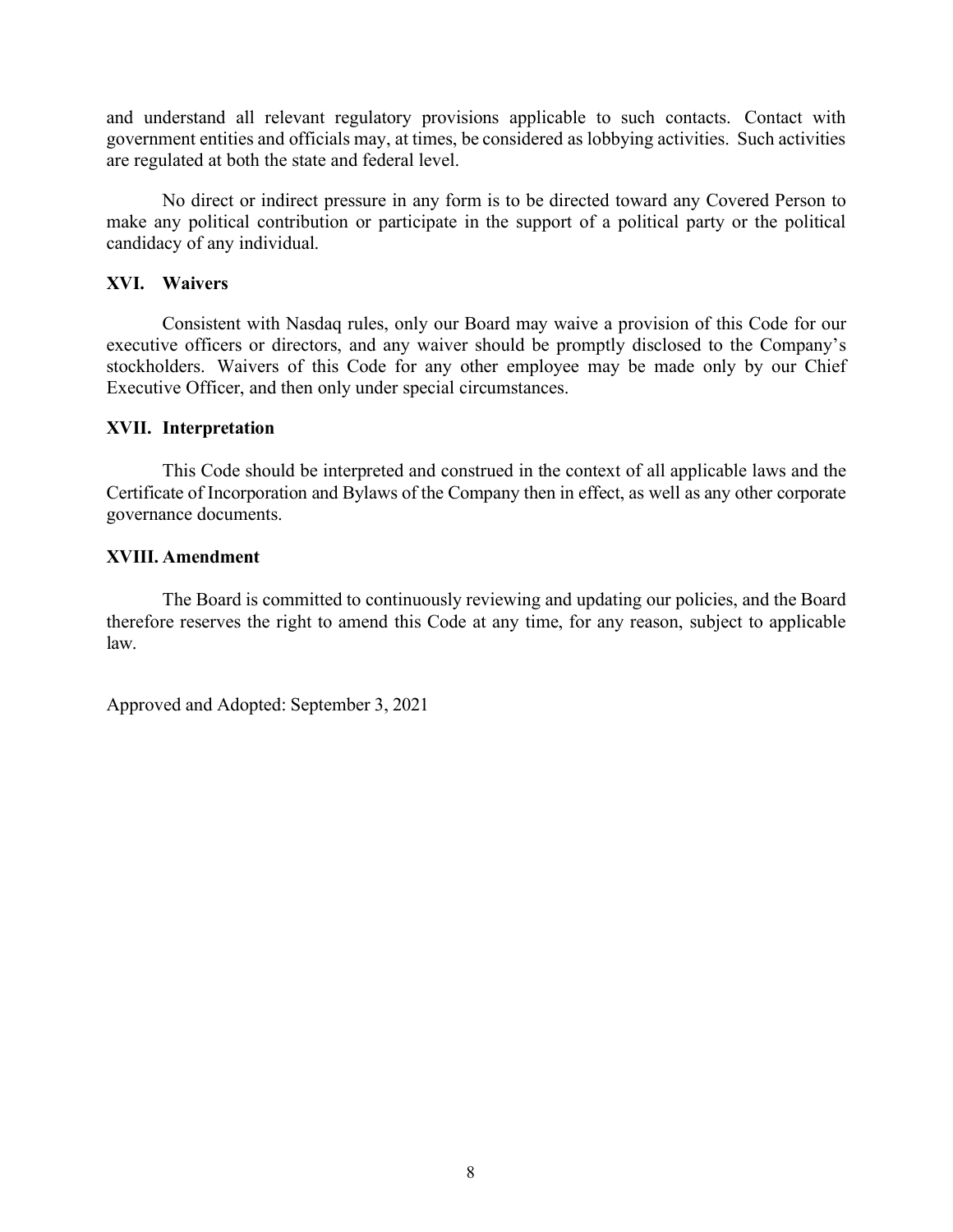and understand all relevant regulatory provisions applicable to such contacts. Contact with government entities and officials may, at times, be considered as lobbying activities. Such activities are regulated at both the state and federal level.

No direct or indirect pressure in any form is to be directed toward any Covered Person to make any political contribution or participate in the support of a political party or the political candidacy of any individual.

## XVI. Waivers

Consistent with Nasdaq rules, only our Board may waive a provision of this Code for our executive officers or directors, and any waiver should be promptly disclosed to the Company's stockholders. Waivers of this Code for any other employee may be made only by our Chief Executive Officer, and then only under special circumstances.

## XVII. Interpretation

This Code should be interpreted and construed in the context of all applicable laws and the Certificate of Incorporation and Bylaws of the Company then in effect, as well as any other corporate governance documents.

## XVIII. Amendment

The Board is committed to continuously reviewing and updating our policies, and the Board therefore reserves the right to amend this Code at any time, for any reason, subject to applicable law.

Approved and Adopted: September 3, 2021